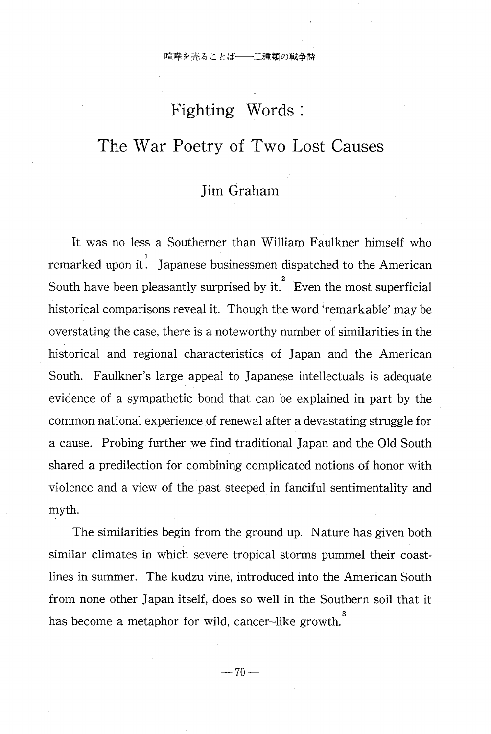# Fighting Words:

## The War Poetry of Two Lost Causes

### Jim Graham

It was no less a Southerner than William Faulkner himself who remarked upon it.[1] Japanese businessmen dispatched to the American South have been pleasantly surprised by it.[2] Even the most superficial historical comparisons reveal it. Though the word 'remarkable' may be overstating the case, there is a noteworthy number of similarities in the historical and regional characteristics of Japan and the American South. Faulkner's large appeal to Japanese intellectuals is adequate evidence of a sympathetic bond that can be explained in part by the common national experience of renewal after a devastating struggle for a cause. Probing further we find traditional Japan and the Old South shared a predilection for combining complicated notions of honor with violence and a view of the past steeped in fanciful sentimentality and myth.

The similarities begin from the ground up. Nature has given both similar climates in which severe tropical storms pummel their coastlines in summer. The kudzu vine, introduced into the American South from none other Japan itself, does so well in the Southern soil that it has become a metaphor for wild, cancer-like growth.[3]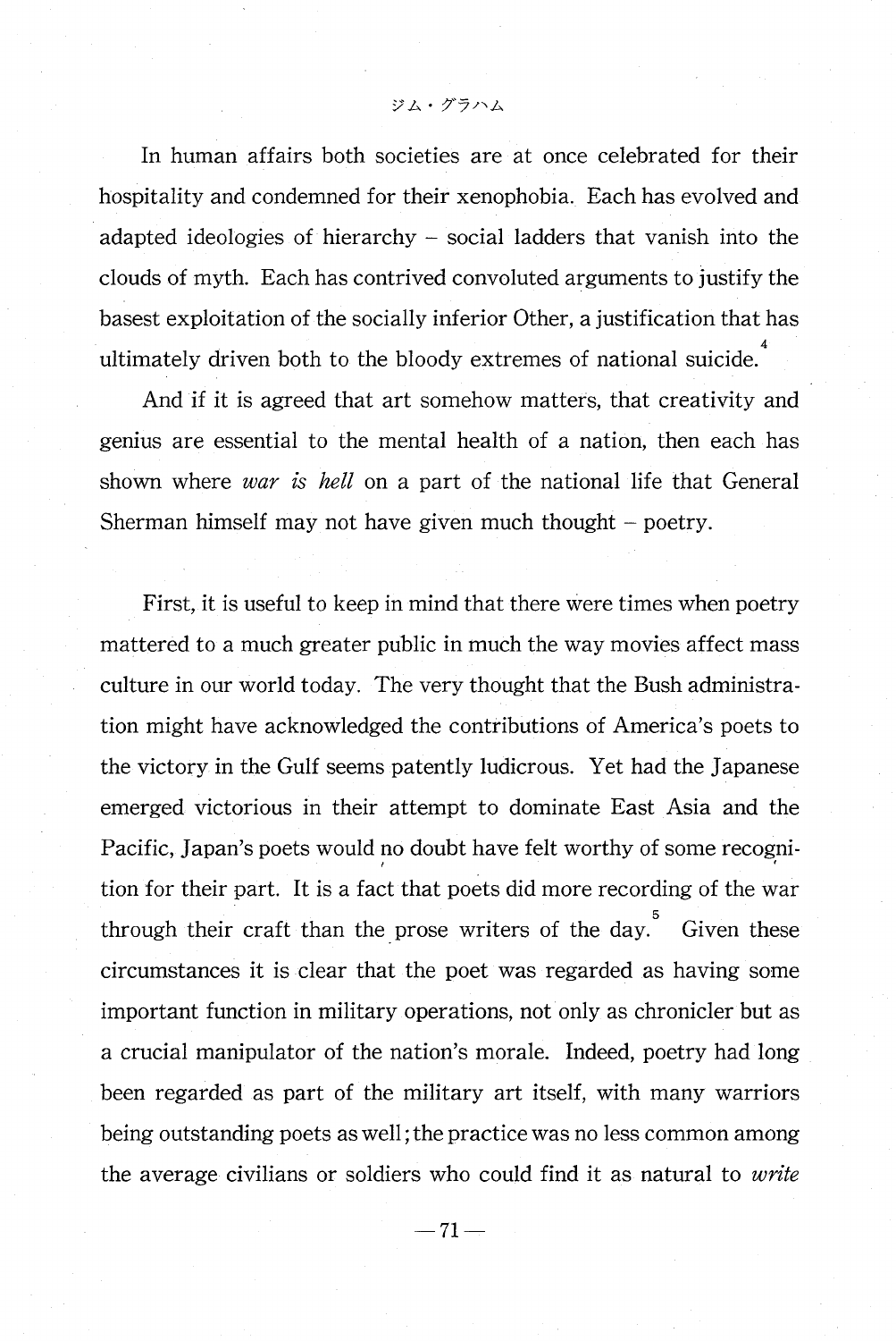In human affairs both societies are at once celebrated for their hospitality and condemned for their xenophobia. Each has evolved and adapted ideologies of hierarchy – social ladders that vanish into the clouds of myth. Each has contrived convoluted arguments to justify the basest exploitation of the socially inferior Other, a justification that has ultimately driven both to the bloody extremes of national suicide.[4]

And if it is agreed that art somehow matters, that creativity and genius are essential to the mental health of a nation, then each has shown where *war is hell* on a part of the national life that General Sherman himself may not have given much thought – poetry.

First, it is useful to keep in mind that there were times when poetry mattered to a much greater public in much the way movies affect mass culture in our world today. The very thought that the Bush administration might have acknowledged the contributions of America's poets to the victory in the Gulf seems patently ludicrous. Yet had the Japanese emerged victorious in their attempt to dominate East Asia and the Pacific, Japan's poets would no doubt have felt worthy of some recognition for their part. It is a fact that poets did more recording of the war through their craft than the prose writers of the day.[5] Given these circumstances it is clear that the poet was regarded as having some important function in military operations, not only as chronicler but as a crucial manipulator of the nation's morale. Indeed, poetry had long been regarded as part of the military art itself, with many warriors being outstanding poets as well; the practice was no less common among the average civilians or soldiers who could find it as natural to *write*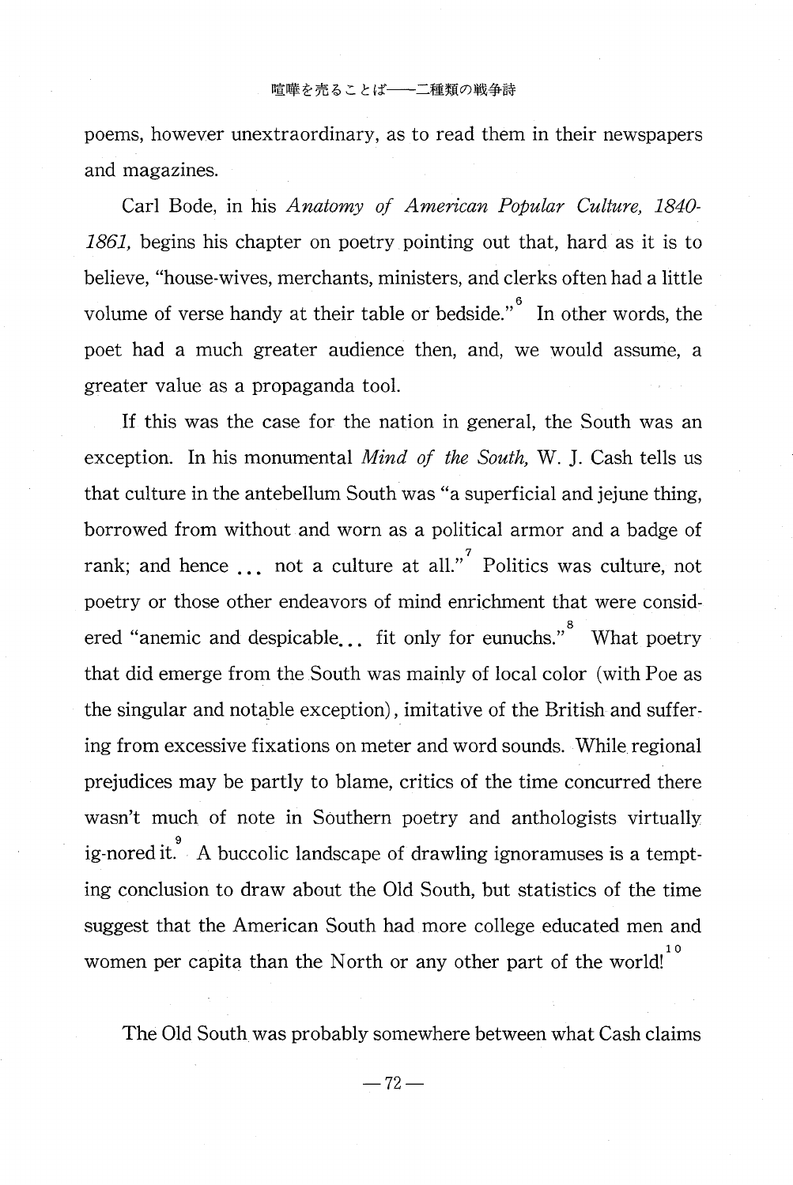poems, however unextraordinary, as to read them in their newspapers and magazines.

Carl Bode, in his *Anatomy of American Popular Culture, 1840-1861,* begins his chapter on poetry pointing out that, hard as it is to believe, "house-wives, merchants, ministers, and clerks often had a little volume of verse handy at their table or bedside."[6] In other words, the poet had a much greater audience then, and, we would assume, a greater value as a propaganda tool.

If this was the case for the nation in general, the South was an exception. In his monumental *Mind of the South,* W. J. Cash tells us that culture in the antebellum South was "a superficial and jejune thing, borrowed from without and worn as a political armor and a badge of rank; and hence ... not a culture at all."[7] Politics was culture, not poetry or those other endeavors of mind enrichment that were considered "anemic and despicable... fit only for eunuchs."[8] What poetry that did emerge from the South was mainly of local color (with Poe as the singular and notable exception), imitative of the British and suffering from excessive fixations on meter and word sounds. While regional prejudices may be partly to blame, critics of the time concurred there wasn't much of note in Southern poetry and anthologists virtually ig-nored it.[9] A buccolic landscape of drawling ignoramuses is a tempting conclusion to draw about the Old South, but statistics of the time suggest that the American South had more college educated men and women per capita than the North or any other part of the world![10]

The Old South was probably somewhere between what Cash claims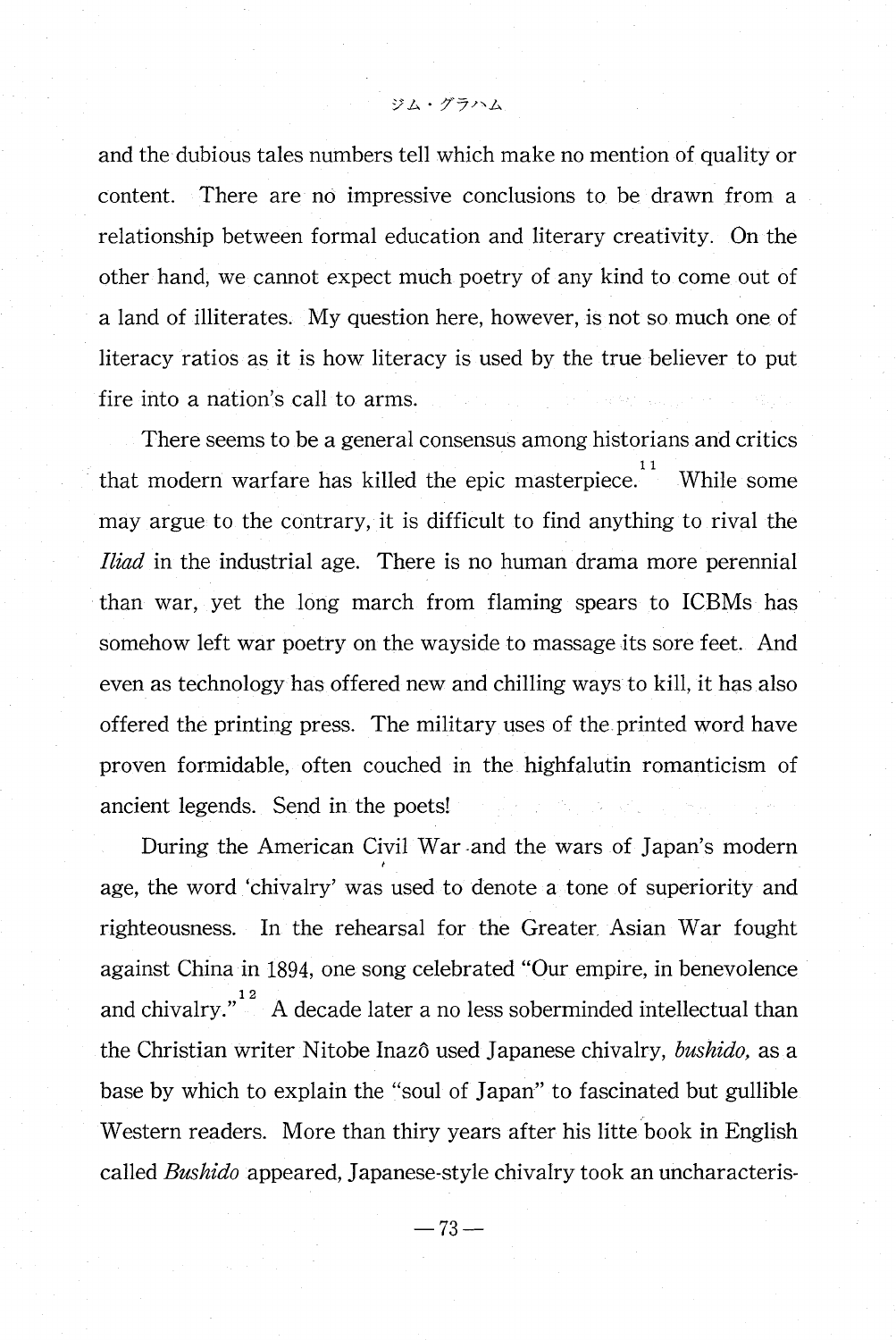and the dubious tales numbers tell which make no mention of quality or content. There are no impressive conclusions to be drawn from a relationship between formal education and literary creativity. On the other hand, we cannot expect much poetry of any kind to come out of a land of illiterates. My question here, however, is not so much one of literacy ratios as it is how literacy is used by the true believer to put fire into a nation's call to arms.

There seems to be a general consensus among historians and critics that modern warfare has killed the epic masterpiece.[11] While some may argue to the contrary, it is difficult to find anything to rival the *Iliad* in the industrial age. There is no human drama more perennial than war, yet the long march from flaming spears to ICBMs has somehow left war poetry on the wayside to massage its sore feet. And even as technology has offered new and chilling ways to kill, it has also offered the printing press. The military uses of the printed word have proven formidable, often couched in the highfalutin romanticism of ancient legends. Send in the poets!

During the American Civil War and the wars of Japan's modern age, the word 'chivalry' was used to denote a tone of superiority and righteousness. In the rehearsal for the Greater Asian War fought against China in 1894, one song celebrated "Our empire, in benevolence and chivalry."[12] A decade later a no less soberminded intellectual than the Christian writer Nitobe Inazô used Japanese chivalry, *bushido,* as a base by which to explain the "soul of Japan" to fascinated but gullible Western readers. More than thiry years after his litte book in English called *Bushido* appeared, Japanese-style chivalry took an uncharacteris-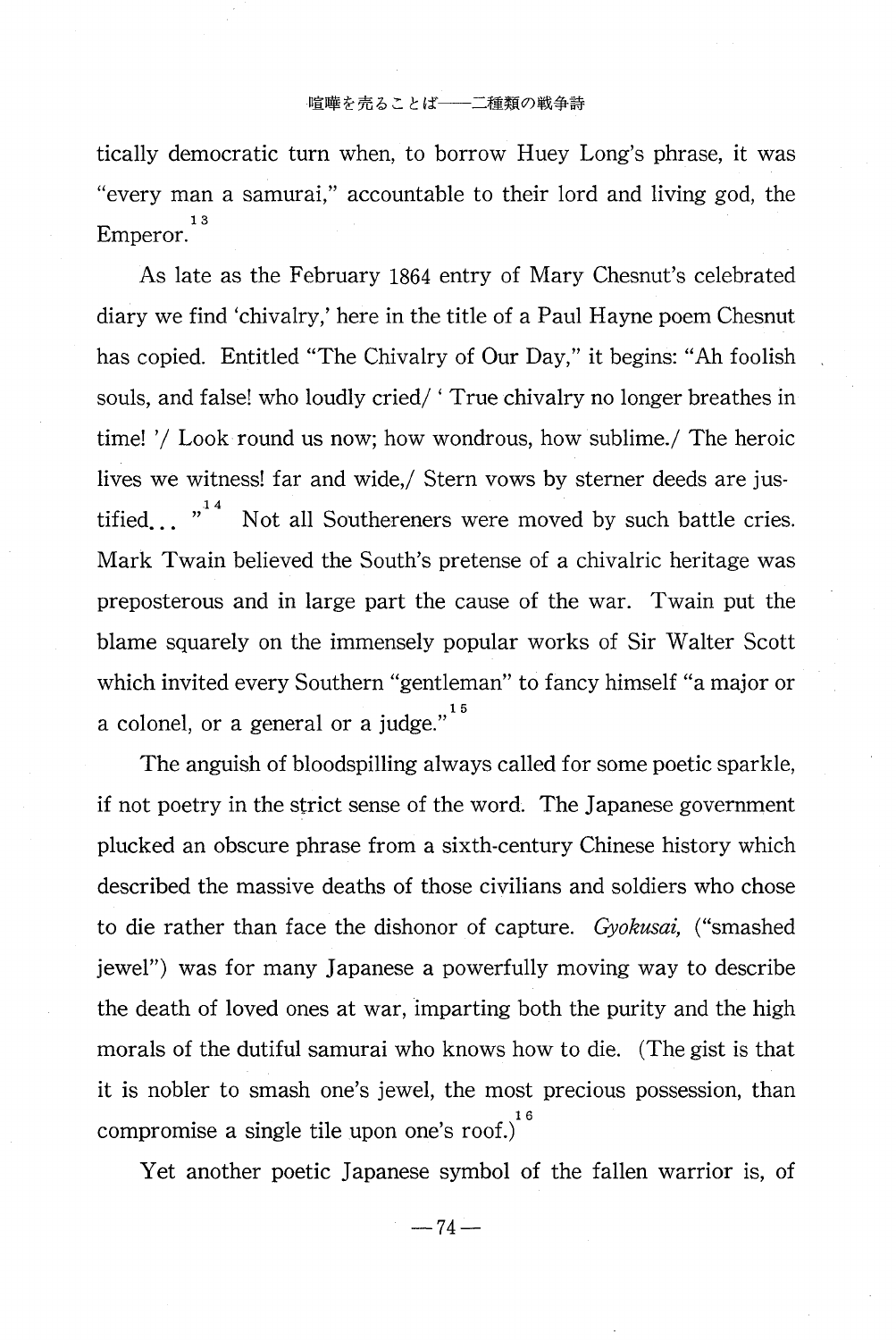tically democratic turn when, to borrow Huey Long's phrase, it was "every man a samurai," accountable to their lord and living god, the Emperor.[13]

As late as the February 1864 entry of Mary Chesnut's celebrated diary we find 'chivalry,' here in the title of a Paul Hayne poem Chesnut has copied. Entitled "The Chivalry of Our Day," it begins: "Ah foolish souls, and false! who loudly cried/ ' True chivalry no longer breathes in time! '/ Look round us now; how wondrous, how sublime./ The heroic lives we witness! far and wide,/ Stern vows by sterner deeds are justified... "[14] Not all Southereners were moved by such battle cries. Mark Twain believed the South's pretense of a chivalric heritage was preposterous and in large part the cause of the war. Twain put the blame squarely on the immensely popular works of Sir Walter Scott which invited every Southern "gentleman" to fancy himself "a major or a colonel, or a general or a judge."[15]

The anguish of bloodspilling always called for some poetic sparkle, if not poetry in the strict sense of the word. The Japanese government plucked an obscure phrase from a sixth-century Chinese history which described the massive deaths of those civilians and soldiers who chose to die rather than face the dishonor of capture. *Gyokusai,* ("smashed jewel") was for many Japanese a powerfully moving way to describe the death of loved ones at war, imparting both the purity and the high morals of the dutiful samurai who knows how to die. (The gist is that it is nobler to smash one's jewel, the most precious possession, than compromise a single tile upon one's roof.)[16]

Yet another poetic Japanese symbol of the fallen warrior is, of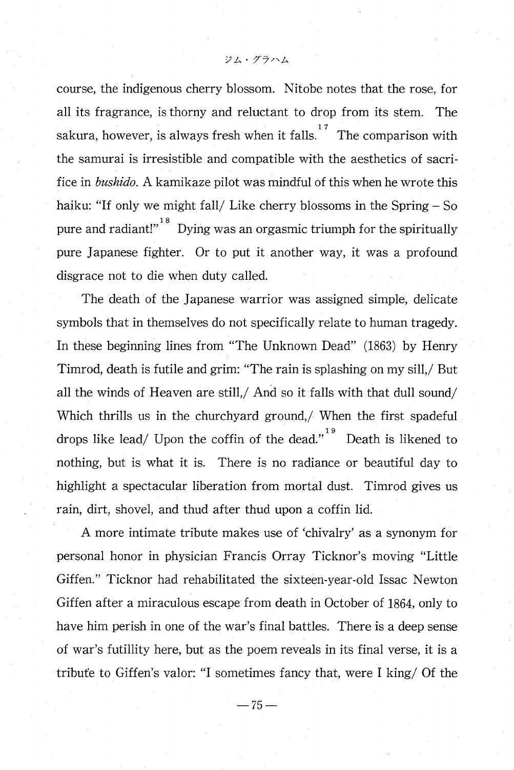course, the indigenous cherry blossom. Nitobe notes that the rose, for all its fragrance, is thorny and reluctant to drop from its stem. The sakura, however, is always fresh when it falls.[17] The comparison with the samurai is irresistible and compatible with the aesthetics of sacrifice in *bushido*. A kamikaze pilot was mindful of this when he wrote this haiku: "If only we might fall/ Like cherry blossoms in the Spring – So pure and radiant!"[18] Dying was an orgasmic triumph for the spiritually pure Japanese fighter. Or to put it another way, it was a profound disgrace not to die when duty called.

The death of the Japanese warrior was assigned simple, delicate symbols that in themselves do not specifically relate to human tragedy. In these beginning lines from "The Unknown Dead" (1863) by Henry Timrod, death is futile and grim: "The rain is splashing on my sill,/ But all the winds of Heaven are still,/ And so it falls with that dull sound/ Which thrills us in the churchyard ground,/ When the first spadeful drops like lead/ Upon the coffin of the dead."[19] Death is likened to nothing, but is what it is. There is no radiance or beautiful day to highlight a spectacular liberation from mortal dust. Timrod gives us rain, dirt, shovel, and thud after thud upon a coffin lid.

A more intimate tribute makes use of 'chivalry' as a synonym for personal honor in physician Francis Orray Ticknor's moving "Little Giffen." Ticknor had rehabilitated the sixteen-year-old Issac Newton Giffen after a miraculous escape from death in October of 1864, only to have him perish in one of the war's final battles. There is a deep sense of war's futillity here, but as the poem reveals in its final verse, it is a tribute to Giffen's valor: "I sometimes fancy that, were I king/ Of the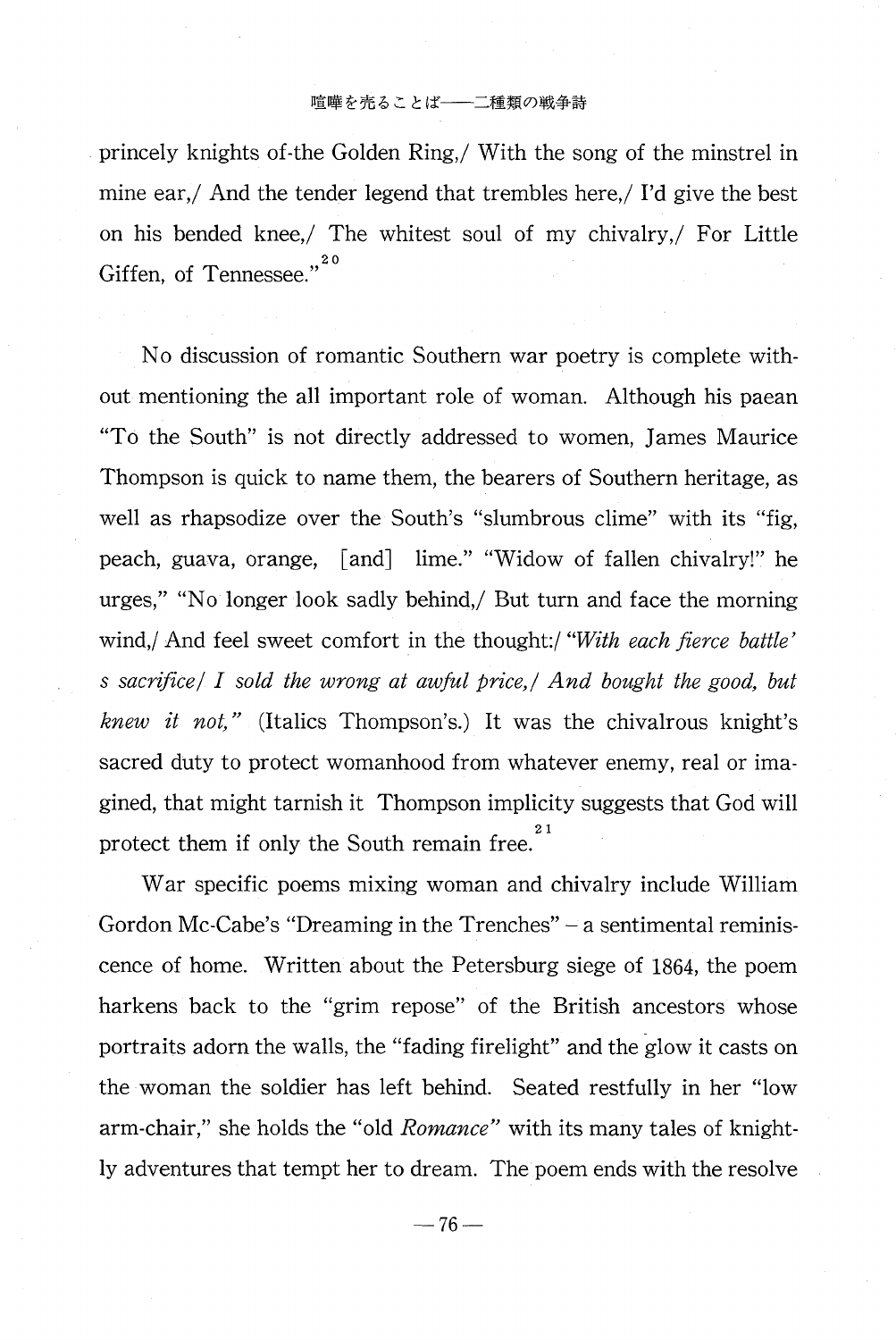princely knights of-the Golden Ring,/ With the song of the minstrel in mine ear,/ And the tender legend that trembles here,/ I'd give the best on his bended knee,/ The whitest soul of my chivalry,/ For Little Giffen, of Tennessee."[20]

No discussion of romantic Southern war poetry is complete without mentioning the all important role of woman. Although his paean "To the South" is not directly addressed to women, James Maurice Thompson is quick to name them, the bearers of Southern heritage, as well as rhapsodize over the South's "slumbrous clime" with its "fig, peach, guava, orange, [and] lime." "Widow of fallen chivalry!" he urges," "No longer look sadly behind,/ But turn and face the morning wind,/ And feel sweet comfort in the thought:/ *"With each fierce battle's sacrifice/ I sold the wrong at awful price,/ And bought the good, but knew it not,"* (Italics Thompson's.) It was the chivalrous knight's sacred duty to protect womanhood from whatever enemy, real or imagined, that might tarnish it Thompson implicity suggests that God will protect them if only the South remain free.[21]

War specific poems mixing woman and chivalry include William Gordon Mc-Cabe's "Dreaming in the Trenches" – a sentimental reminiscence of home. Written about the Petersburg siege of 1864, the poem harkens back to the "grim repose" of the British ancestors whose portraits adorn the walls, the "fading firelight" and the glow it casts on the woman the soldier has left behind. Seated restfully in her "low arm-chair," she holds the "old *Romance*" with its many tales of knightly adventures that tempt her to dream. The poem ends with the resolve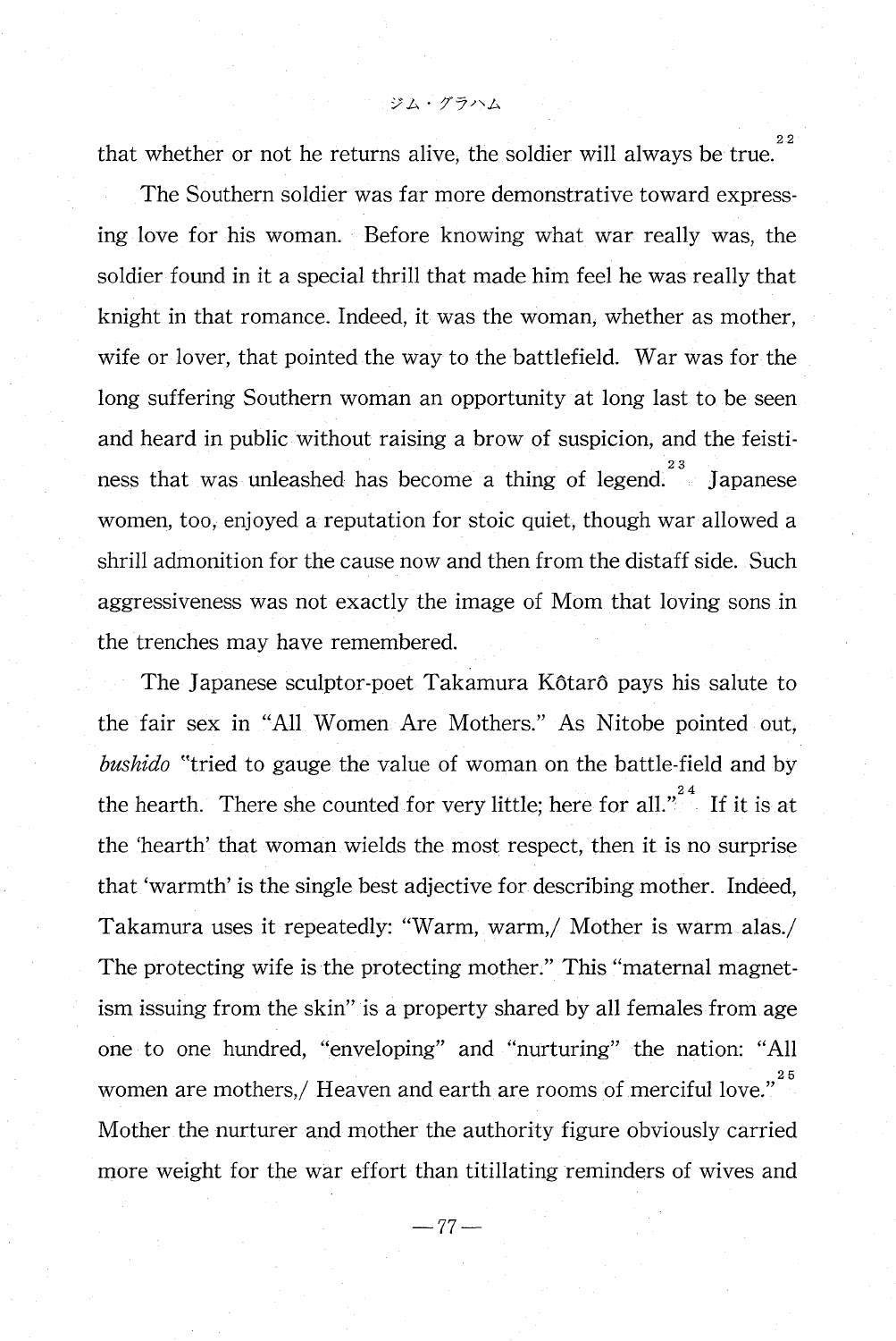that whether or not he returns alive, the soldier will always be true.[22]

The Southern soldier was far more demonstrative toward expressing love for his woman. Before knowing what war really was, the soldier found in it a special thrill that made him feel he was really that knight in that romance. Indeed, it was the woman, whether as mother, wife or lover, that pointed the way to the battlefield. War was for the long suffering Southern woman an opportunity at long last to be seen and heard in public without raising a brow of suspicion, and the feistiness that was unleashed has become a thing of legend.[23] Japanese women, too, enjoyed a reputation for stoic quiet, though war allowed a shrill admonition for the cause now and then from the distaff side. Such aggressiveness was not exactly the image of Mom that loving sons in the trenches may have remembered.

The Japanese sculptor-poet Takamura Kôtarô pays his salute to the fair sex in "All Women Are Mothers." As Nitobe pointed out, *bushido* "tried to gauge the value of woman on the battle-field and by the hearth. There she counted for very little; here for all."[24] If it is at the 'hearth' that woman wields the most respect, then it is no surprise that 'warmth' is the single best adjective for describing mother. Indeed, Takamura uses it repeatedly: "Warm, warm,/ Mother is warm alas./ The protecting wife is the protecting mother." This "maternal magnetism issuing from the skin" is a property shared by all females from age one to one hundred, "enveloping" and "nurturing" the nation: "All women are mothers,/ Heaven and earth are rooms of merciful love."[25] Mother the nurturer and mother the authority figure obviously carried more weight for the war effort than titillating reminders of wives and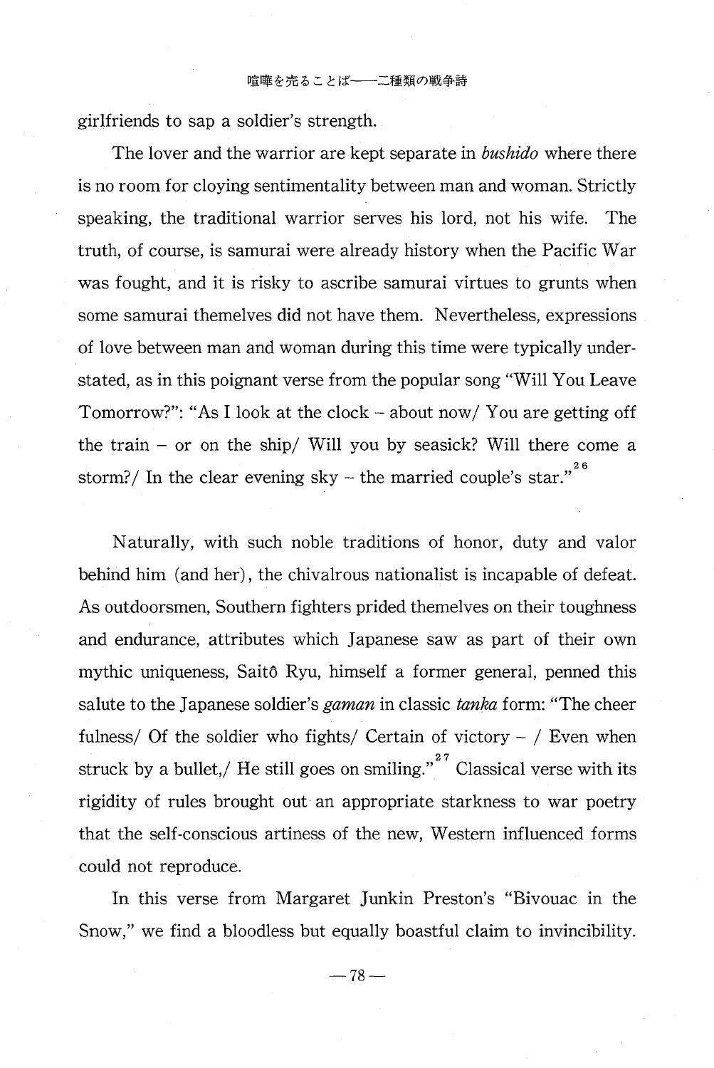girlfriends to sap a soldier's strength.

The lover and the warrior are kept separate in *bushido* where there is no room for cloying sentimentality between man and woman. Strictly speaking, the traditional warrior serves his lord, not his wife. The truth, of course, is samurai were already history when the Pacific War was fought, and it is risky to ascribe samurai virtues to grunts when some samurai themelves did not have them. Nevertheless, expressions of love between man and woman during this time were typically understated, as in this poignant verse from the popular song "Will You Leave Tomorrow?": "As I look at the clock – about now/ You are getting off the train – or on the ship/ Will you by seasick? Will there come a storm?/ In the clear evening sky – the married couple's star."[26]

Naturally, with such noble traditions of honor, duty and valor behind him (and her), the chivalrous nationalist is incapable of defeat. As outdoorsmen, Southern fighters prided themelves on their toughness and endurance, attributes which Japanese saw as part of their own mythic uniqueness, Saitô Ryu, himself a former general, penned this salute to the Japanese soldier's *gaman* in classic *tanka* form: "The cheer fulness/ Of the soldier who fights/ Certain of victory – / Even when struck by a bullet,/ He still goes on smiling."[27] Classical verse with its rigidity of rules brought out an appropriate starkness to war poetry that the self-conscious artiness of the new, Western influenced forms could not reproduce.

In this verse from Margaret Junkin Preston's "Bivouac in the Snow," we find a bloodless but equally boastful claim to invincibility.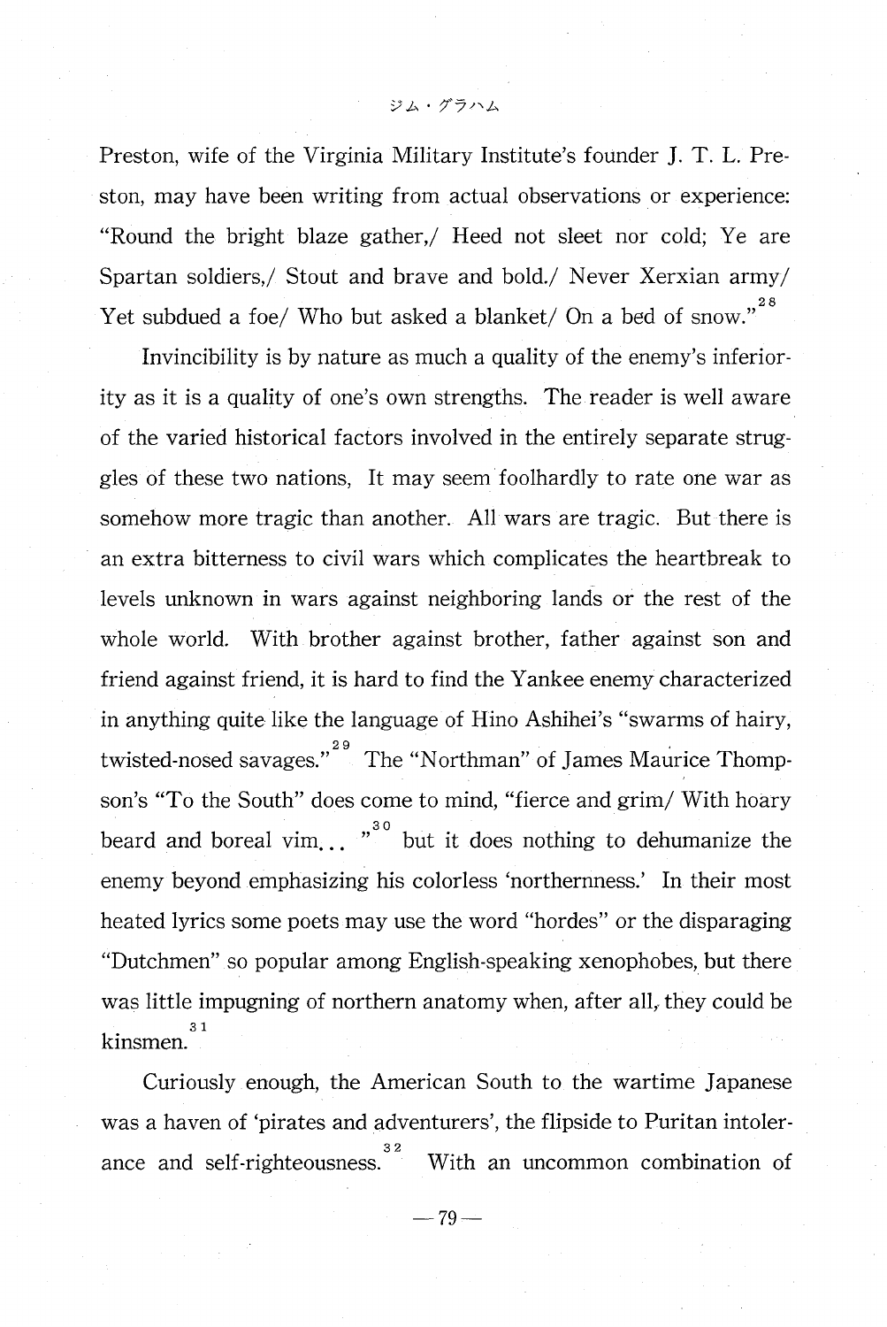Preston, wife of the Virginia Military Institute's founder J. T. L. Preston, may have been writing from actual observations or experience: "Round the bright blaze gather,/ Heed not sleet nor cold; Ye are Spartan soldiers,/ Stout and brave and bold./ Never Xerxian army/ Yet subdued a foe/ Who but asked a blanket/ On a bed of snow."[28]

Invincibility is by nature as much a quality of the enemy's inferiority as it is a quality of one's own strengths. The reader is well aware of the varied historical factors involved in the entirely separate struggles of these two nations, It may seem foolhardly to rate one war as somehow more tragic than another. All wars are tragic. But there is an extra bitterness to civil wars which complicates the heartbreak to levels unknown in wars against neighboring lands or the rest of the whole world. With brother against brother, father against son and friend against friend, it is hard to find the Yankee enemy characterized in anything quite like the language of Hino Ashihei's "swarms of hairy, twisted-nosed savages."[29] The "Northman" of James Maurice Thompson's "To the South" does come to mind, "fierce and grim/ With hoary beard and boreal vim.. "[30] but it does nothing to dehumanize the enemy beyond emphasizing his colorless 'northernness.' In their most heated lyrics some poets may use the word "hordes" or the disparaging "Dutchmen" so popular among English-speaking xenophobes, but there was little impugning of northern anatomy when, after all, they could be kinsmen.[31]

Curiously enough, the American South to the wartime Japanese was a haven of 'pirates and adventurers', the flipside to Puritan intolerance and self-righteousness.[32] With an uncommon combination of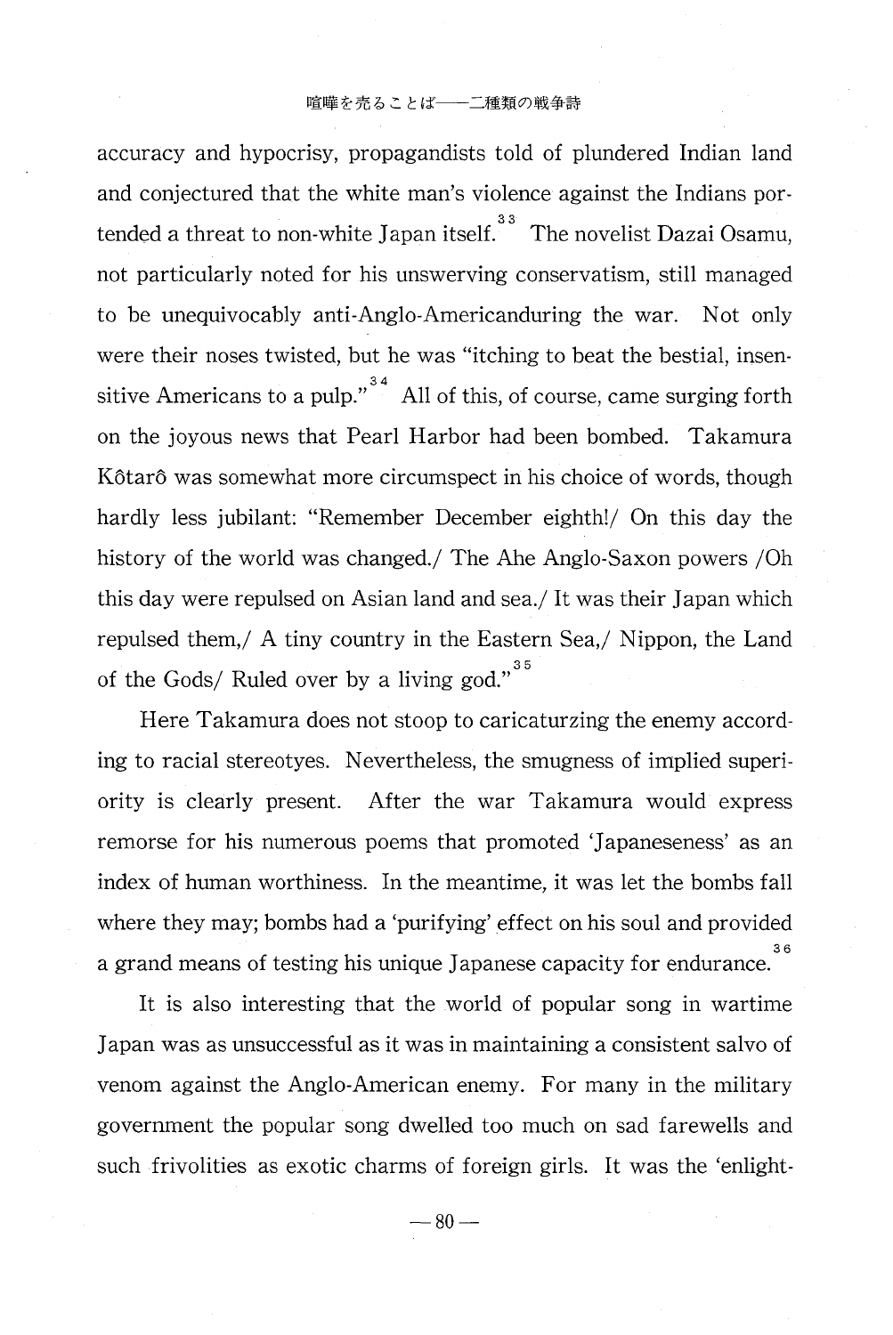accuracy and hypocrisy, propagandists told of plundered Indian land and conjectured that the white man's violence against the Indians portended a threat to non-white Japan itself.[33] The novelist Dazai Osamu, not particularly noted for his unswerving conservatism, still managed to be unequivocably anti-Anglo-Americanduring the war. Not only were their noses twisted, but he was "itching to beat the bestial, insensitive Americans to a pulp."[34] All of this, of course, came surging forth on the joyous news that Pearl Harbor had been bombed. Takamura Kôtarô was somewhat more circumspect in his choice of words, though hardly less jubilant: "Remember December eighth!/ On this day the history of the world was changed./ The Ahe Anglo-Saxon powers /Oh this day were repulsed on Asian land and sea./ It was their Japan which repulsed them,/ A tiny country in the Eastern Sea,/ Nippon, the Land of the Gods/ Ruled over by a living god."[35]

Here Takamura does not stoop to caricaturzing the enemy according to racial stereotyes. Nevertheless, the smugness of implied superiority is clearly present. After the war Takamura would express remorse for his numerous poems that promoted 'Japaneseness' as an index of human worthiness. In the meantime, it was let the bombs fall where they may; bombs had a 'purifying' effect on his soul and provided a grand means of testing his unique Japanese capacity for endurance.[36]

It is also interesting that the world of popular song in wartime Japan was as unsuccessful as it was in maintaining a consistent salvo of venom against the Anglo-American enemy. For many in the military government the popular song dwelled too much on sad farewells and such frivolities as exotic charms of foreign girls. It was the 'enlight-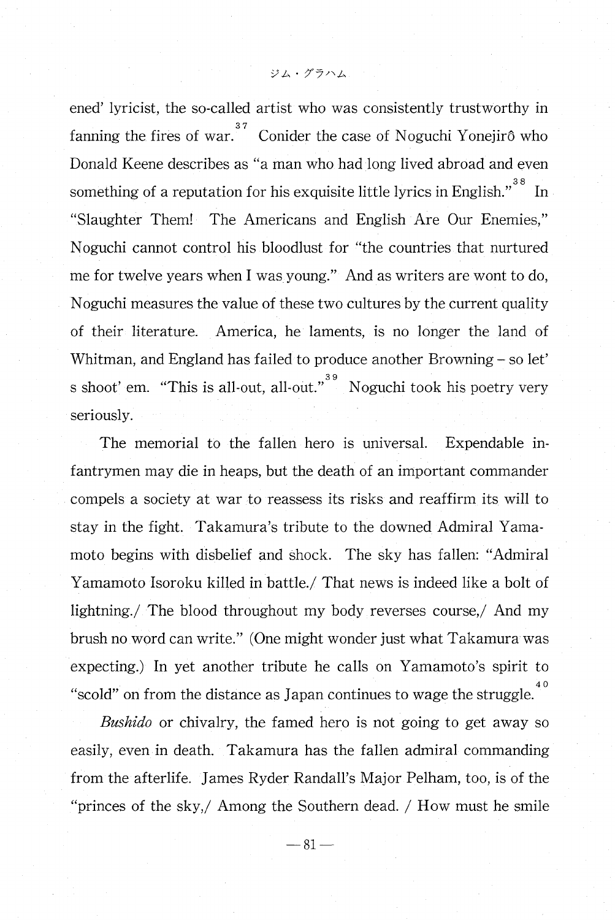ened' lyricist, the so-called artist who was consistently trustworthy in fanning the fires of war.[37] Conider the case of Noguchi Yonejirô who Donald Keene describes as "a man who had long lived abroad and even something of a reputation for his exquisite little lyrics in English."[38] In "Slaughter Them! The Americans and English Are Our Enemies," Noguchi cannot control his bloodlust for "the countries that nurtured me for twelve years when I was young." And as writers are wont to do, Noguchi measures the value of these two cultures by the current quality of their literature. America, he laments, is no longer the land of Whitman, and England has failed to produce another Browning – so let' s shoot' em. "This is all-out, all-out."[39] Noguchi took his poetry very seriously.

The memorial to the fallen hero is universal. Expendable infantrymen may die in heaps, but the death of an important commander compels a society at war to reassess its risks and reaffirm its will to stay in the fight. Takamura's tribute to the downed Admiral Yamamoto begins with disbelief and shock. The sky has fallen: "Admiral Yamamoto Isoroku killed in battle./ That news is indeed like a bolt of lightning./ The blood throughout my body reverses course,/ And my brush no word can write." (One might wonder just what Takamura was expecting.) In yet another tribute he calls on Yamamoto's spirit to "scold" on from the distance as Japan continues to wage the struggle.[40]

*Bushido* or chivalry, the famed hero is not going to get away so easily, even in death. Takamura has the fallen admiral commanding from the afterlife. James Ryder Randall's Major Pelham, too, is of the "princes of the sky,/ Among the Southern dead. / How must he smile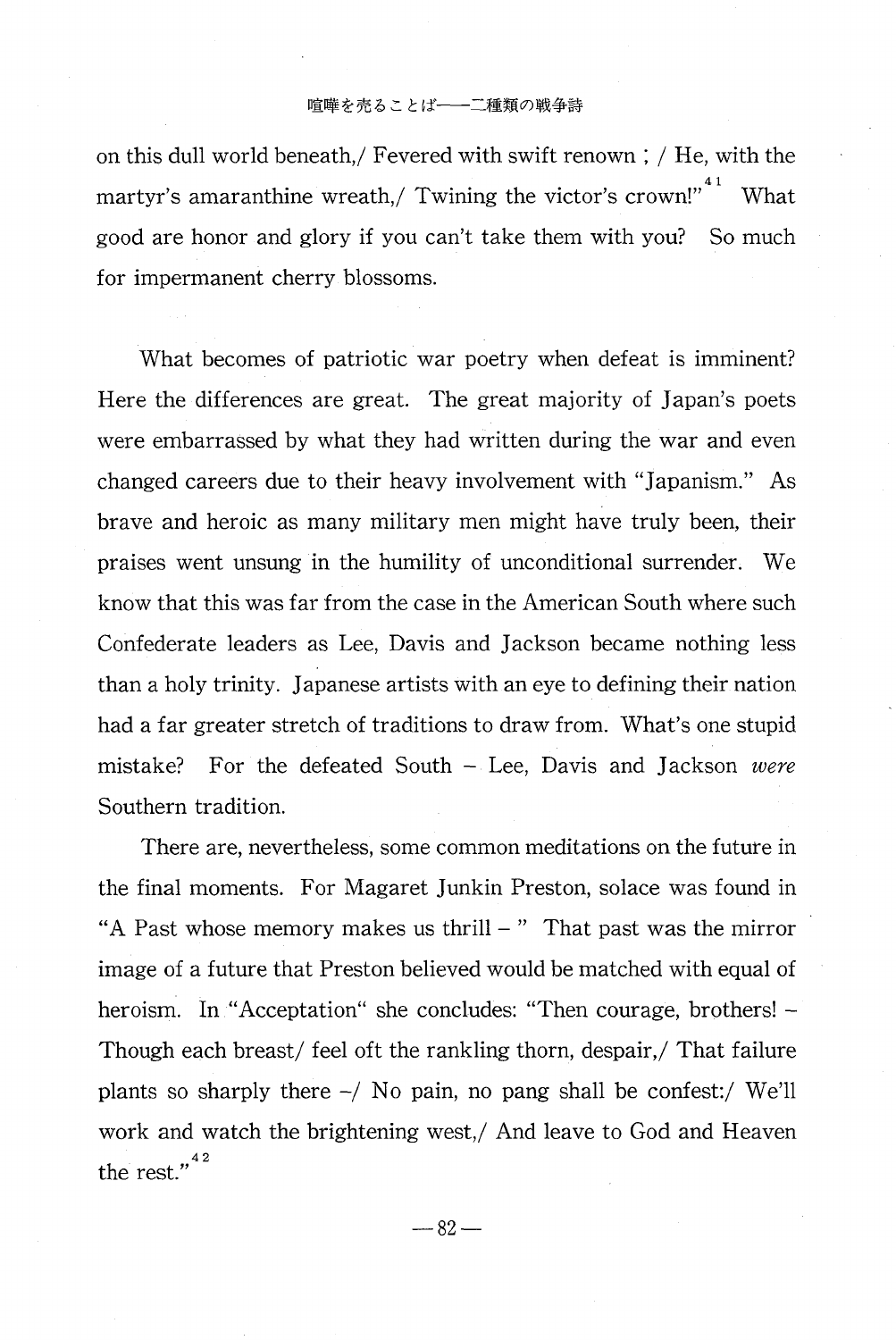on this dull world beneath,/ Fevered with swift renown ; / He, with the martyr's amaranthine wreath,/ Twining the victor's crown!"[41] What good are honor and glory if you can't take them with you? So much for impermanent cherry blossoms.

What becomes of patriotic war poetry when defeat is imminent? Here the differences are great. The great majority of Japan's poets were embarrassed by what they had written during the war and even changed careers due to their heavy involvement with "Japanism." As brave and heroic as many military men might have truly been, their praises went unsung in the humility of unconditional surrender. We know that this was far from the case in the American South where such Confederate leaders as Lee, Davis and Jackson became nothing less than a holy trinity. Japanese artists with an eye to defining their nation had a far greater stretch of traditions to draw from. What's one stupid mistake? For the defeated South – Lee, Davis and Jackson *were* Southern tradition.

There are, nevertheless, some common meditations on the future in the final moments. For Magaret Junkin Preston, solace was found in "A Past whose memory makes us thrill – " That past was the mirror image of a future that Preston believed would be matched with equal of heroism. In "Acceptation" she concludes: "Then courage, brothers! – Though each breast/ feel oft the rankling thorn, despair,/ That failure plants so sharply there –/ No pain, no pang shall be confest:/ We'll work and watch the brightening west,/ And leave to God and Heaven the rest."[42]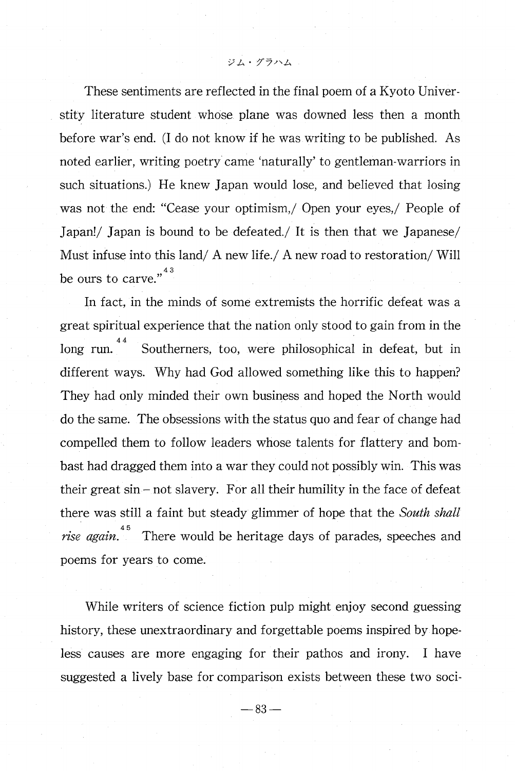These sentiments are reflected in the final poem of a Kyoto Universtity literature student whose plane was downed less then a month before war's end. (I do not know if he was writing to be published. As noted earlier, writing poetry came 'naturally' to gentleman-warriors in such situations.) He knew Japan would lose, and believed that losing was not the end: "Cease your optimism,/ Open your eyes,/ People of Japan!/ Japan is bound to be defeated./ It is then that we Japanese/ Must infuse into this land/ A new life./ A new road to restoration/ Will be ours to carve."[43]

In fact, in the minds of some extremists the horrific defeat was a great spiritual experience that the nation only stood to gain from in the long run.[44] Southerners, too, were philosophical in defeat, but in different ways. Why had God allowed something like this to happen? They had only minded their own business and hoped the North would do the same. The obsessions with the status quo and fear of change had compelled them to follow leaders whose talents for flattery and bombast had dragged them into a war they could not possibly win. This was their great sin – not slavery. For all their humility in the face of defeat there was still a faint but steady glimmer of hope that the *South shall rise again.*[45] There would be heritage days of parades, speeches and poems for years to come.

While writers of science fiction pulp might enjoy second guessing history, these unextraordinary and forgettable poems inspired by hopeless causes are more engaging for their pathos and irony. I have suggested a lively base for comparison exists between these two soci-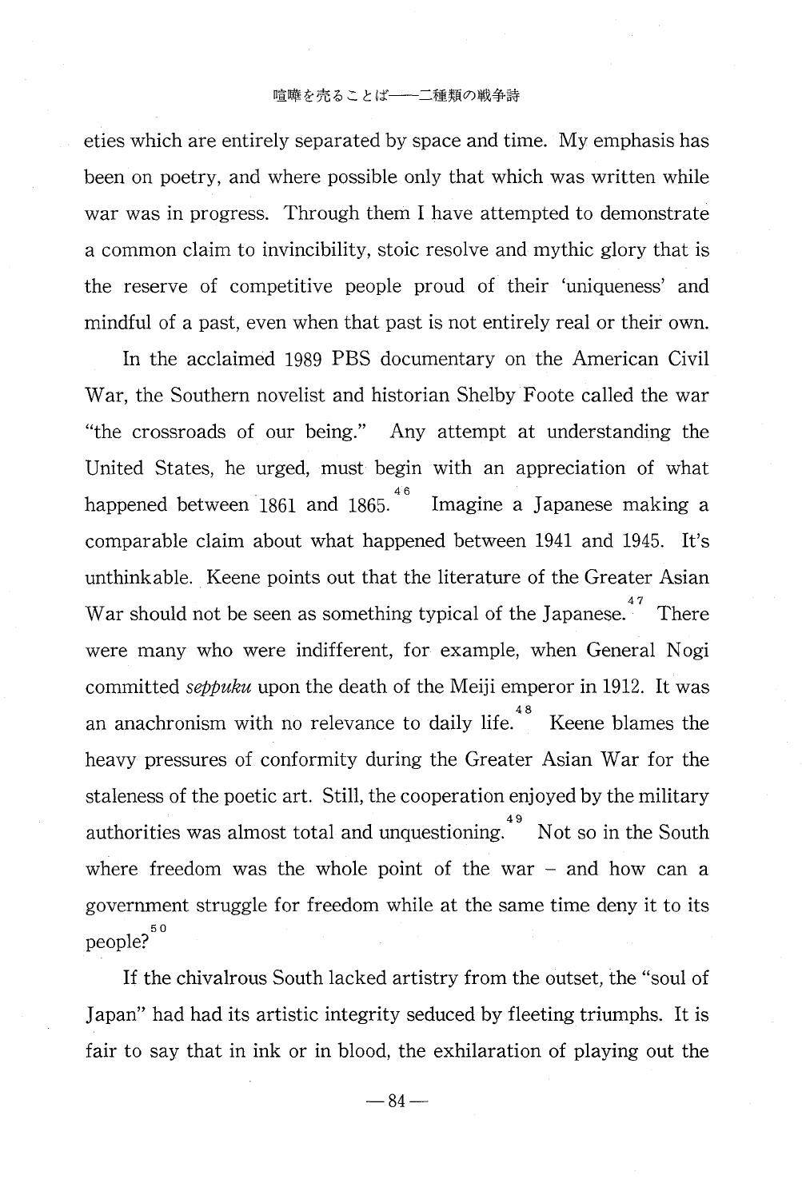eties which are entirely separated by space and time. My emphasis has been on poetry, and where possible only that which was written while war was in progress. Through them I have attempted to demonstrate a common claim to invincibility, stoic resolve and mythic glory that is the reserve of competitive people proud of their 'uniqueness' and mindful of a past, even when that past is not entirely real or their own.

In the acclaimed 1989 PBS documentary on the American Civil War, the Southern novelist and historian Shelby Foote called the war "the crossroads of our being." Any attempt at understanding the United States, he urged, must begin with an appreciation of what happened between 1861 and 1865.[46] Imagine a Japanese making a comparable claim about what happened between 1941 and 1945. It's unthinkable. Keene points out that the literature of the Greater Asian War should not be seen as something typical of the Japanese.[47] There were many who were indifferent, for example, when General Nogi committed *seppuku* upon the death of the Meiji emperor in 1912. It was an anachronism with no relevance to daily life.[48] Keene blames the heavy pressures of conformity during the Greater Asian War for the staleness of the poetic art. Still, the cooperation enjoyed by the military authorities was almost total and unquestioning.[49] Not so in the South where freedom was the whole point of the war – and how can a government struggle for freedom while at the same time deny it to its people?[50]

If the chivalrous South lacked artistry from the outset, the "soul of Japan" had had its artistic integrity seduced by fleeting triumphs. It is fair to say that in ink or in blood, the exhilaration of playing out the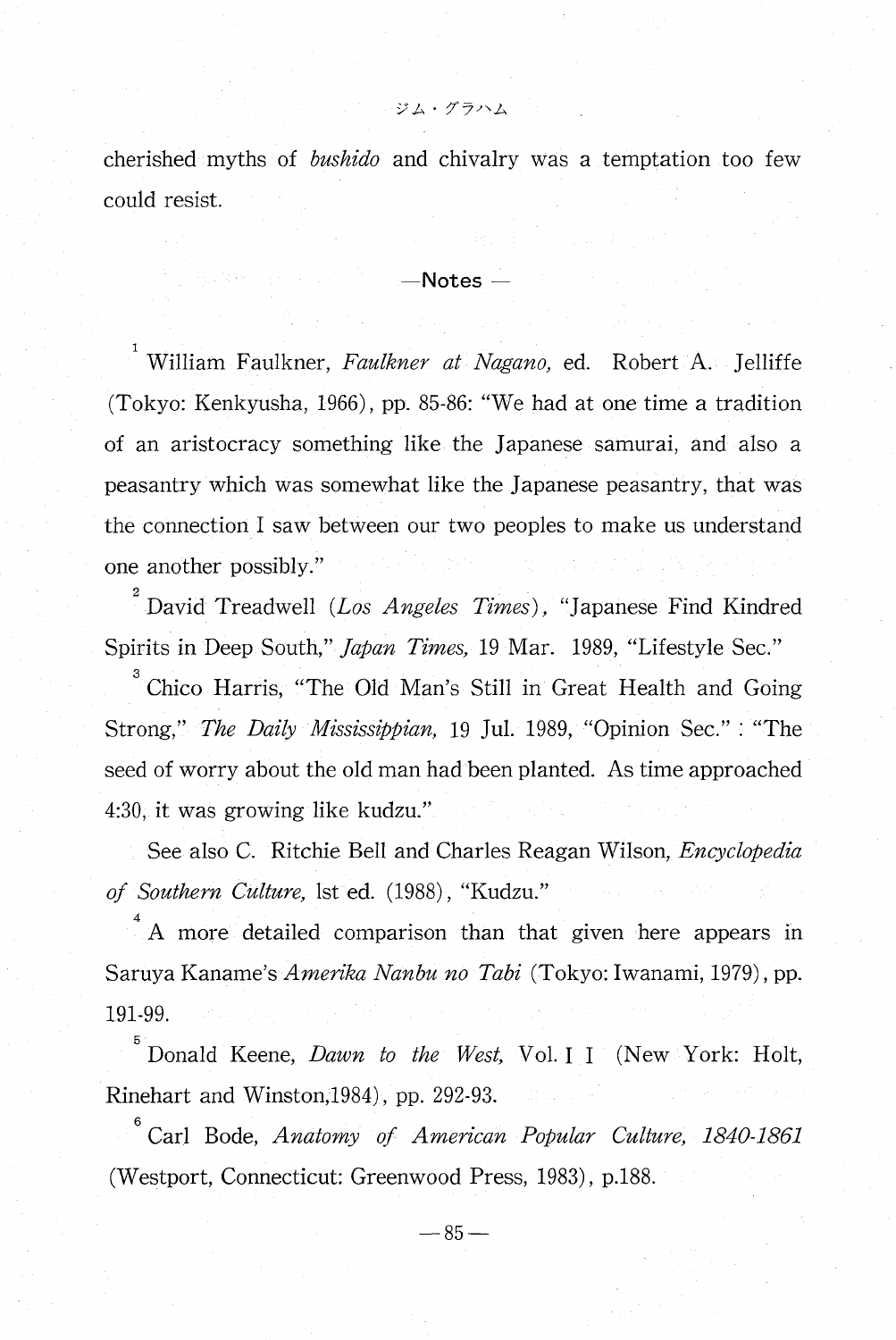cherished myths of *bushido* and chivalry was a temptation too few could resist.

## —Notes—

[1] William Faulkner, *Faulkner at Nagano,* ed. Robert A. Jelliffe (Tokyo: Kenkyusha, 1966), pp. 85-86: "We had at one time a tradition of an aristocracy something like the Japanese samurai, and also a peasantry which was somewhat like the Japanese peasantry, that was the connection I saw between our two peoples to make us understand one another possibly."

[2] David Treadwell (*Los Angeles Times*), "Japanese Find Kindred Spirits in Deep South," *Japan Times,* 19 Mar. 1989, "Lifestyle Sec."

[3] Chico Harris, "The Old Man's Still in Great Health and Going Strong," *The Daily Mississippian,* 19 Jul. 1989, "Opinion Sec." : "The seed of worry about the old man had been planted. As time approached 4:30, it was growing like kudzu."

See also C. Ritchie Bell and Charles Reagan Wilson, *Encyclopedia of Southern Culture,* lst ed. (1988), "Kudzu."

[4] A more detailed comparison than that given here appears in Saruya Kaname's *Amerika Nanbu no Tabi* (Tokyo: Iwanami, 1979), pp. 191-99.

[5] Donald Keene, *Dawn to the West,* Vol. I I (New York: Holt, Rinehart and Winston,1984), pp. 292-93.

[6] Carl Bode, *Anatomy of American Popular Culture, 1840-1861* (Westport, Connecticut: Greenwood Press, 1983), p.188.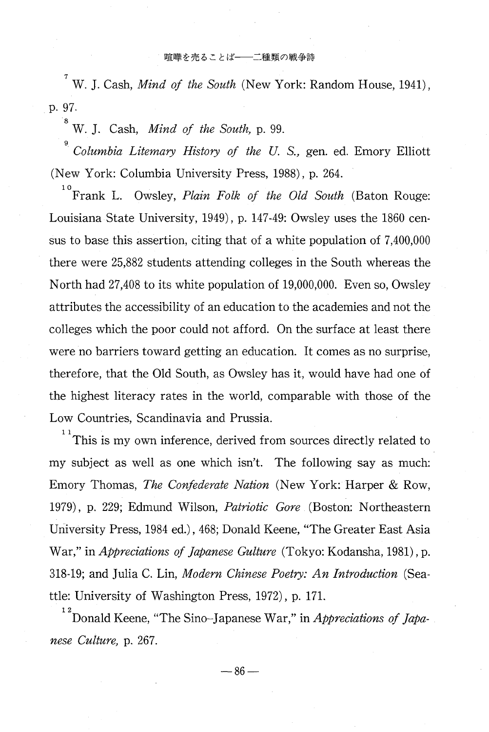[7] W. J. Cash, *Mind of the South* (New York: Random House, 1941), p. 97.

[8] W. J. Cash, *Mind of the South,* p. 99.

[9] *Columbia Litemary History of the U. S.,* gen. ed. Emory Elliott (New York: Columbia University Press, 1988), p. 264.

[10] Frank L. Owsley, *Plain Folk of the Old South* (Baton Rouge: Louisiana State University, 1949), p. 147-49: Owsley uses the 1860 census to base this assertion, citing that of a white population of 7,400,000 there were 25,882 students attending colleges in the South whereas the North had 27,408 to its white population of 19,000,000. Even so, Owsley attributes the accessibility of an education to the academies and not the colleges which the poor could not afford. On the surface at least there were no barriers toward getting an education. It comes as no surprise, therefore, that the Old South, as Owsley has it, would have had one of the highest literacy rates in the world, comparable with those of the Low Countries, Scandinavia and Prussia.

[11] This is my own inference, derived from sources directly related to my subject as well as one which isn't. The following say as much: Emory Thomas, *The Confederate Nation* (New York: Harper & Row, 1979), p. 229; Edmund Wilson, *Patriotic Gore* (Boston: Northeastern University Press, 1984 ed.), 468; Donald Keene, "The Greater East Asia War," in *Appreciations of Japanese Gulture* (Tokyo: Kodansha, 1981), p. 318-19; and Julia C. Lin, *Modern Chinese Poetry: An Introduction* (Seattle: University of Washington Press, 1972), p. 171.

[12] Donald Keene, "The Sino-Japanese War," in *Appreciations of Japanese Culture,* p. 267.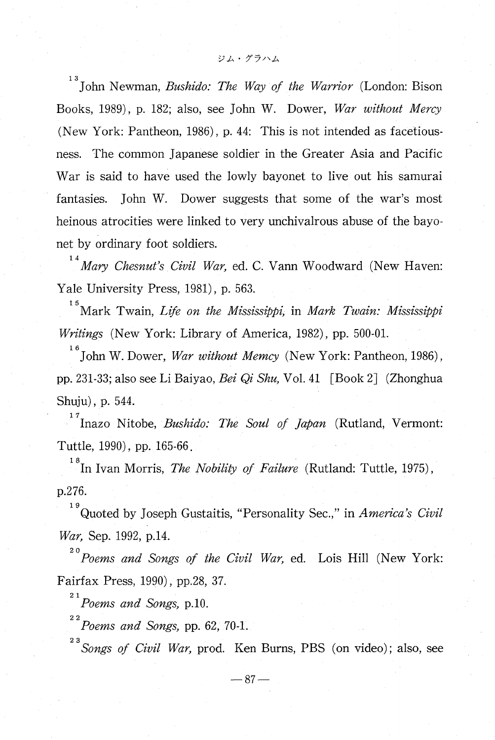[13] John Newman, *Bushido: The Way of the Warrior* (London: Bison Books, 1989), p. 182; also, see John W. Dower, *War without Mercy* (New York: Pantheon, 1986), p. 44: This is not intended as facetiousness. The common Japanese soldier in the Greater Asia and Pacific War is said to have used the lowly bayonet to live out his samurai fantasies. John W. Dower suggests that some of the war's most heinous atrocities were linked to very unchivalrous abuse of the bayonet by ordinary foot soldiers.

[14] *Mary Chesnut's Civil War,* ed. C. Vann Woodward (New Haven: Yale University Press, 1981), p. 563.

[15] Mark Twain, *Life on the Mississippi,* in *Mark Twain: Mississippi Writings* (New York: Library of America, 1982), pp. 500-01.

[16] John W. Dower, *War without Memcy* (New York: Pantheon, 1986), pp. 231-33; also see Li Baiyao, *Bei Qi Shu,* Vol. 41 [Book 2] (Zhonghua Shuju), p. 544.

[17] Inazo Nitobe, *Bushido: The Soul of Japan* (Rutland, Vermont: Tuttle, 1990), pp. 165-66.

[18] In Ivan Morris, *The Nobility of Failure* (Rutland: Tuttle, 1975), p.276.

[19] Quoted by Joseph Gustaitis, "Personality Sec.," in *America's Civil War,* Sep. 1992, p.14.

[20] *Poems and Songs of the Civil War,* ed. Lois Hill (New York: Fairfax Press, 1990), pp.28, 37.

[21] *Poems and Songs,* p.10.

[22] *Poems and Songs,* pp. 62, 70-1.

[23] *Songs of Civil War,* prod. Ken Burns, PBS (on video); also, see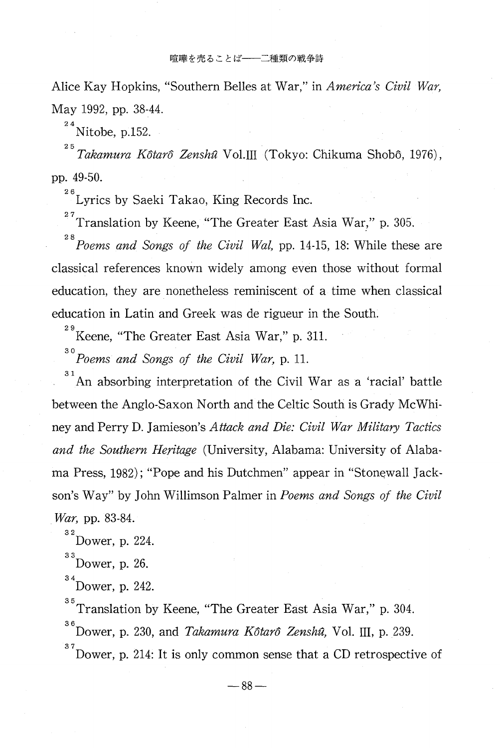Alice Kay Hopkins, "Southern Belles at War," in *America's Civil War,* May 1992, pp. 38-44.

[24] Nitobe, p.152.

[25] *Takamura Kôtarô Zenshû* Vol.III (Tokyo: Chikuma Shobô, 1976), pp. 49-50.

[26] Lyrics by Saeki Takao, King Records Inc.

[27] Translation by Keene, "The Greater East Asia War," p. 305.

[28] *Poems and Songs of the Civil Wal,* pp. 14-15, 18: While these are classical references known widely among even those without formal education, they are nonetheless reminiscent of a time when classical education in Latin and Greek was de rigueur in the South.

[29] Keene, "The Greater East Asia War," p. 311.

[30] *Poems and Songs of the Civil War,* p. 11.

[31] An absorbing interpretation of the Civil War as a 'racial' battle between the Anglo-Saxon North and the Celtic South is Grady McWhiney and Perry D. Jamieson's *Attack and Die: Civil War Military Tactics and the Southern Heritage* (University, Alabama: University of Alabama Press, 1982); "Pope and his Dutchmen" appear in "Stonewall Jackson's Way" by John Willimson Palmer in *Poems and Songs of the Civil War,* pp. 83-84.

[32] Dower, p. 224.

[33] Dower, p. 26.

[34] Dower, p. 242.

[35] Translation by Keene, "The Greater East Asia War," p. 304.

[36] Dower, p. 230, and *Takamura Kôtarô Zenshû,* Vol. III, p. 239.

[37] Dower, p. 214: It is only common sense that a CD retrospective of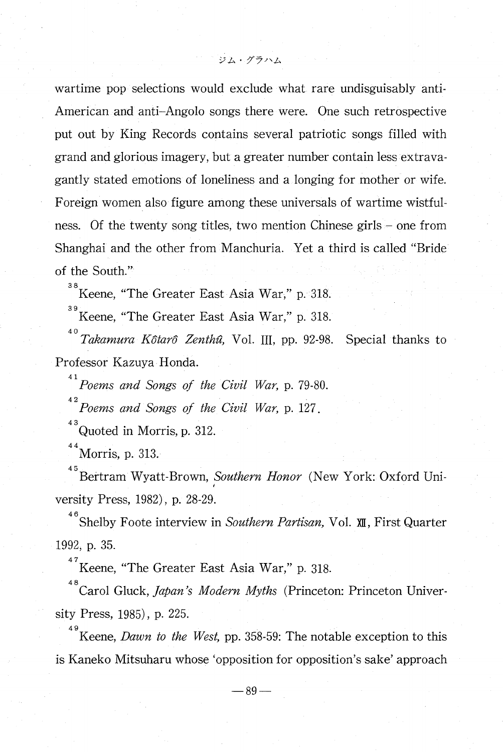wartime pop selections would exclude what rare undisguisably anti-American and anti-Angolo songs there were. One such retrospective put out by King Records contains several patriotic songs filled with grand and glorious imagery, but a greater number contain less extravagantly stated emotions of loneliness and a longing for mother or wife. Foreign women also figure among these universals of wartime wistfulness. Of the twenty song titles, two mention Chinese girls – one from Shanghai and the other from Manchuria. Yet a third is called "Bride of the South."

[38] Keene, "The Greater East Asia War," p. 318.

[39] Keene, "The Greater East Asia War," p. 318.

[40] *Takamura Kôtarô Zenthû,* Vol. III, pp. 92-98. Special thanks to Professor Kazuya Honda.

[41] *Poems and Songs of the Civil War,* p. 79-80.

[42] *Poems and Songs of the Civil War,* p. 127.

[43] Quoted in Morris, p. 312.

[44] Morris, p. 313.

[45] Bertram Wyatt-Brown, *Southern Honor* (New York: Oxford University Press, 1982), p. 28-29.

[46] Shelby Foote interview in *Southern Partisan,* Vol. XII, First Quarter 1992, p. 35.

[47] Keene, "The Greater East Asia War," p. 318.

[48] Carol Gluck, *Japan's Modern Myths* (Princeton: Princeton University Press, 1985), p. 225.

[49] Keene, *Dawn to the West,* pp. 358-59: The notable exception to this is Kaneko Mitsuharu whose 'opposition for opposition's sake' approach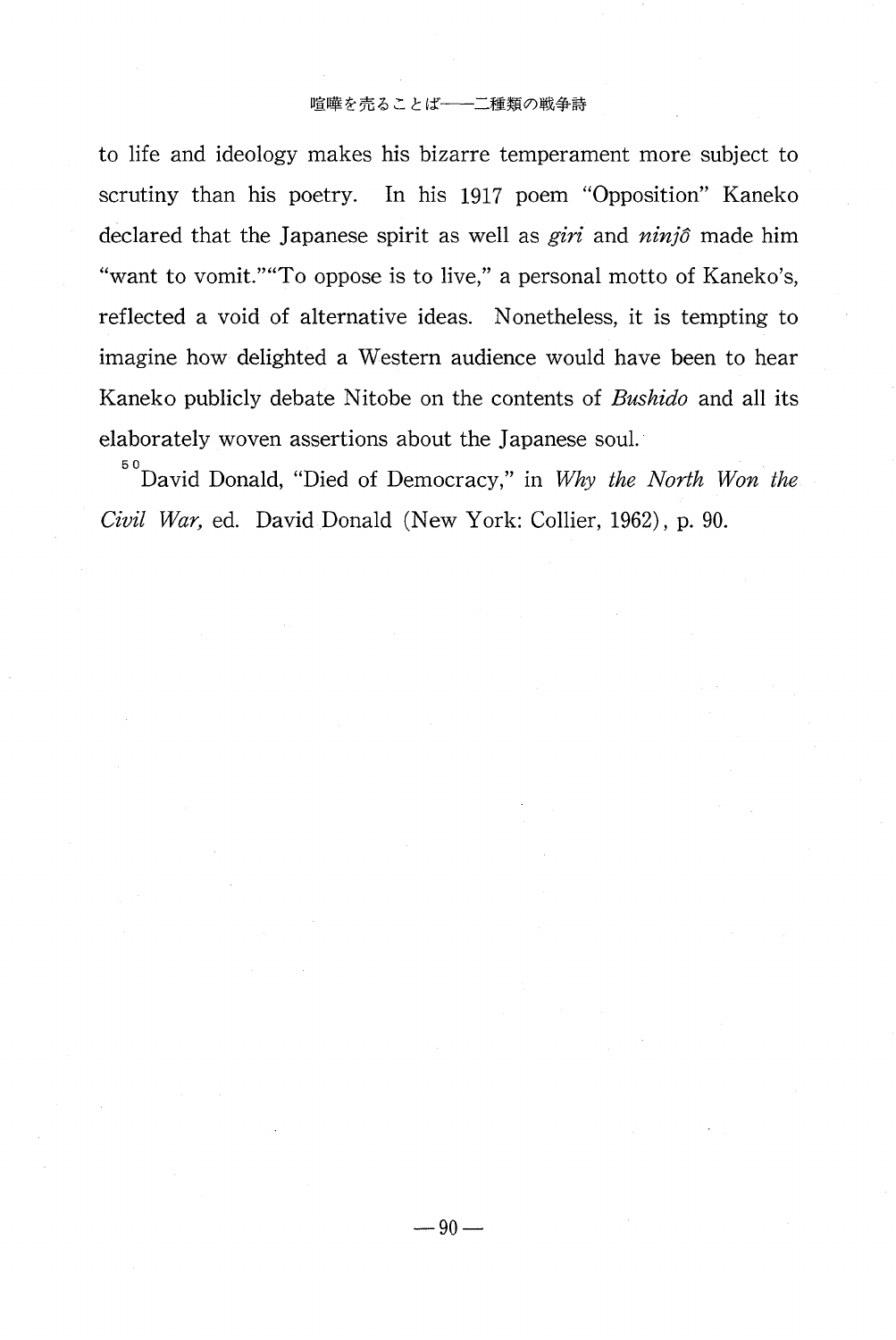to life and ideology makes his bizarre temperament more subject to scrutiny than his poetry. In his 1917 poem "Opposition" Kaneko declared that the Japanese spirit as well as *giri* and *ninjô* made him "want to vomit.""To oppose is to live," a personal motto of Kaneko's, reflected a void of alternative ideas. Nonetheless, it is tempting to imagine how delighted a Western audience would have been to hear Kaneko publicly debate Nitobe on the contents of *Bushido* and all its elaborately woven assertions about the Japanese soul.

[50] David Donald, "Died of Democracy," in *Why the North Won the Civil War,* ed. David Donald (New York: Collier, 1962), p. 90.